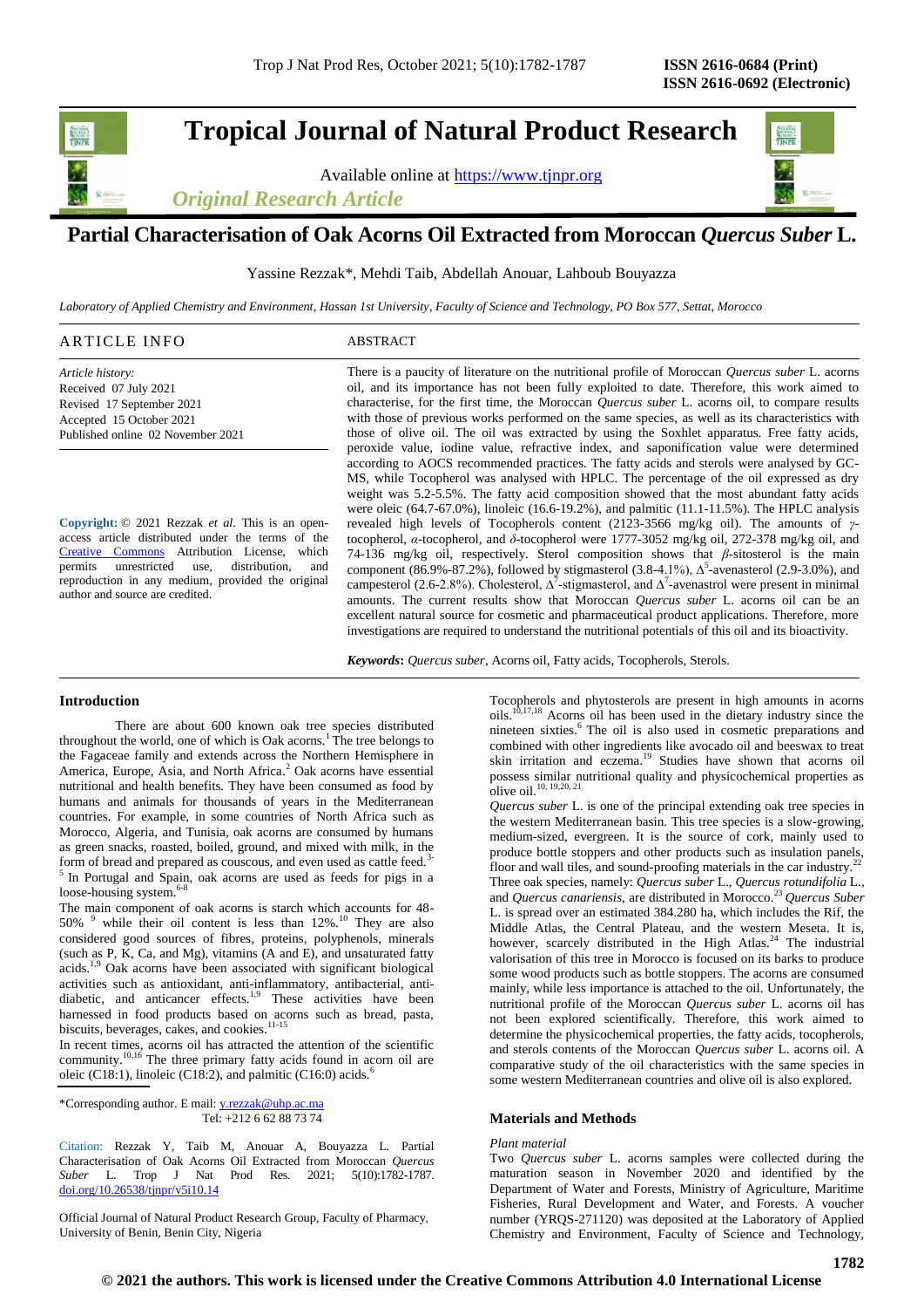# Tropical Journal of Natural Product Research

Available online at https://www.tjnpr.org

*Original Research Article*

## Partial Characterisation of Oak Acorns Oil Extracted from Moroccan *Quercus Suber* L.

Yassine Rezzak*, Mehdi Taib, Abdellah Anouar, Lahboub Bouyazza

*Laboratory of Applied Chemistry and Environment, Hassan 1st University, Faculty of Science and Technology, PO Box 577, Settat, Morocco*

### ARTICLE INFO

*Article history:*
Received 07 July 2021
Revised 17 September 2021
Accepted 15 October 2021
Published online 02 November 2021

**Copyright:** © 2021 Rezzak *et al*. This is an open-access article distributed under the terms of the Creative Commons Attribution License, which permits unrestricted use, distribution, and reproduction in any medium, provided the original author and source are credited.

### ABSTRACT

There is a paucity of literature on the nutritional profile of Moroccan *Quercus suber* L. acorns oil, and its importance has not been fully exploited to date. Therefore, this work aimed to characterise, for the first time, the Moroccan *Quercus suber* L. acorns oil, to compare results with those of previous works performed on the same species, as well as its characteristics with those of olive oil. The oil was extracted by using the Soxhlet apparatus. Free fatty acids, peroxide value, iodine value, refractive index, and saponification value were determined according to AOCS recommended practices. The fatty acids and sterols were analysed by GC-MS, while Tocopherol was analysed with HPLC. The percentage of the oil expressed as dry weight was 5.2-5.5%. The fatty acid composition showed that the most abundant fatty acids were oleic (64.7-67.0%), linoleic (16.6-19.2%), and palmitic (11.1-11.5%). The HPLC analysis revealed high levels of Tocopherols content (2123-3566 mg/kg oil). The amounts of *γ*-tocopherol, *α*-tocopherol, and *δ*-tocopherol were 1777-3052 mg/kg oil, 272-378 mg/kg oil, and 74-136 mg/kg oil, respectively. Sterol composition shows that *β*-sitosterol is the main component (86.9%-87.2%), followed by stigmasterol (3.8-4.1%), $\Delta^5$-avenasterol (2.9-3.0%), and campesterol (2.6-2.8%). Cholesterol, $\Delta^7$-stigmasterol, and $\Delta^7$-avenastrol were present in minimal amounts. The current results show that Moroccan *Quercus suber* L. acorns oil can be an excellent natural source for cosmetic and pharmaceutical product applications. Therefore, more investigations are required to understand the nutritional potentials of this oil and its bioactivity.

***Keywords*:** *Quercus suber*, Acorns oil, Fatty acids, Tocopherols, Sterols.

### Introduction

There are about 600 known oak tree species distributed throughout the world, one of which is Oak acorns.[1] The tree belongs to the Fagaceae family and extends across the Northern Hemisphere in America, Europe, Asia, and North Africa.[2] Oak acorns have essential nutritional and health benefits. They have been consumed as food by humans and animals for thousands of years in the Mediterranean countries. For example, in some countries of North Africa such as Morocco, Algeria, and Tunisia, oak acorns are consumed by humans as green snacks, roasted, boiled, ground, and mixed with milk, in the form of bread and prepared as couscous, and even used as cattle feed.[3-5] In Portugal and Spain, oak acorns are used as feeds for pigs in a loose-housing system.[6-8]

The main component of oak acorns is starch which accounts for 48-50% [9] while their oil content is less than 12%.[10] They are also considered good sources of fibres, proteins, polyphenols, minerals (such as P, K, Ca, and Mg), vitamins (A and E), and unsaturated fatty acids.[1,9] Oak acorns have been associated with significant biological activities such as antioxidant, anti-inflammatory, antibacterial, anti-diabetic, and anticancer effects.[1,9] These activities have been harnessed in food products based on acorns such as bread, pasta, biscuits, beverages, cakes, and cookies.[11-15]

In recent times, acorns oil has attracted the attention of the scientific community.[10,16] The three primary fatty acids found in acorn oil are oleic (C18:1), linoleic (C18:2), and palmitic (C16:0) acids.[6]

Tocopherols and phytosterols are present in high amounts in acorns oils.[10,17,18] Acorns oil has been used in the dietary industry since the nineteen sixties.[6] The oil is also used in cosmetic preparations and combined with other ingredients like avocado oil and beeswax to treat skin irritation and eczema.[19] Studies have shown that acorns oil possess similar nutritional quality and physicochemical properties as olive oil.[10, 19,20, 21]

*Quercus suber* L. is one of the principal extending oak tree species in the western Mediterranean basin. This tree species is a slow-growing, medium-sized, evergreen. It is the source of cork, mainly used to produce bottle stoppers and other products such as insulation panels, floor and wall tiles, and sound-proofing materials in the car industry.[22] Three oak species, namely: *Quercus suber* L., *Quercus rotundifolia* L., and *Quercus canariensis*, are distributed in Morocco.[23] *Quercus Suber* L. is spread over an estimated 384.280 ha, which includes the Rif, the Middle Atlas, the Central Plateau, and the western Meseta. It is, however, scarcely distributed in the High Atlas.[24] The industrial valorisation of this tree in Morocco is focused on its barks to produce some wood products such as bottle stoppers. The acorns are consumed mainly, while less importance is attached to the oil. Unfortunately, the nutritional profile of the Moroccan *Quercus suber* L. acorns oil has not been explored scientifically. Therefore, this work aimed to determine the physicochemical properties, the fatty acids, tocopherols, and sterols contents of the Moroccan *Quercus suber* L. acorns oil. A comparative study of the oil characteristics with the same species in some western Mediterranean countries and olive oil is also explored.

### Materials and Methods

*Plant material*

Two *Quercus suber* L. acorns samples were collected during the maturation season in November 2020 and identified by the Department of Water and Forests, Ministry of Agriculture, Maritime Fisheries, Rural Development and Water, and Forests. A voucher number (YRQS-271120) was deposited at the Laboratory of Applied Chemistry and Environment, Faculty of Science and Technology,

*Corresponding author. E mail: y.rezzak@uhp.ac.ma
Tel: +212 6 62 88 73 74

Citation: Rezzak Y, Taib M, Anouar A, Bouyazza L. Partial Characterisation of Oak Acorns Oil Extracted from Moroccan *Quercus Suber* L. Trop J Nat Prod Res. 2021; 5(10):1782-1787. doi.org/10.26538/tjnpr/v5i10.14

Official Journal of Natural Product Research Group, Faculty of Pharmacy, University of Benin, Benin City, Nigeria

© 2021 the authors. This work is licensed under the Creative Commons Attribution 4.0 International License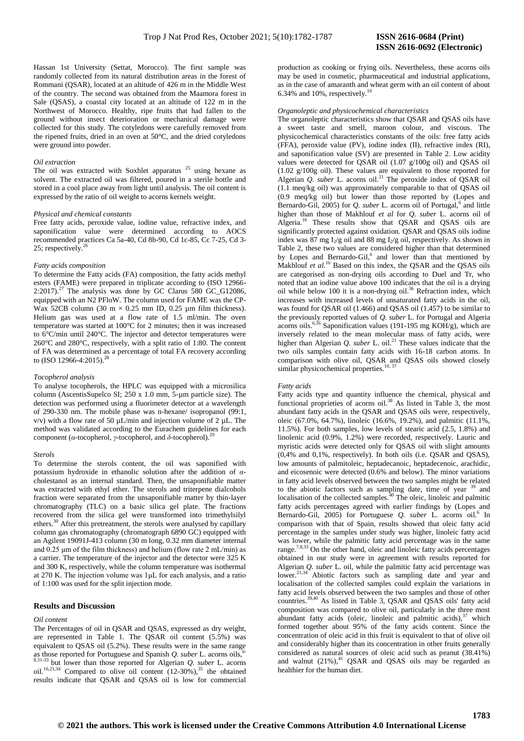Hassan 1st University (Settat, Morocco). The first sample was randomly collected from its natural distribution areas in the forest of Rommani (QSAR), located at an altitude of 426 m in the Middle West of the country. The second was obtained from the Maamora forest in Sale (QSAS), a coastal city located at an altitude of 122 m in the Northwest of Morocco. Healthy, ripe fruits that had fallen to the ground without insect deterioration or mechanical damage were collected for this study. The cotyledons were carefully removed from the ripened fruits, dried in an oven at 50°C, and the dried cotyledons were ground into powder.

*Oil extraction*

The oil was extracted with Soxhlet apparatus [25] using hexane as solvent. The extracted oil was filtered, poured in a sterile bottle and stored in a cool place away from light until analysis. The oil content is expressed by the ratio of oil weight to acorns kernels weight.

*Physical and chemical constants*

Free fatty acids, peroxide value, iodine value, refractive index, and saponification value were determined according to AOCS recommended practices Ca 5a-40, Cd 8b-90, Cd 1c-85, Cc 7-25, Cd 3-25; respectively.[26]

*Fatty acids composition*

To determine the Fatty acids (FA) composition, the fatty acids methyl esters (FAME) were prepared in triplicate according to (ISO 12966-2:2017).[27] The analysis was done by GC Clarus 580 GC_G12086, equipped with an N2 PFloW. The column used for FAME was the CP-Wax 52CB column (30 m × 0.25 mm ID, 0.25 µm film thickness). Helium gas was used at a flow rate of 1.5 ml/min. The oven temperature was started at 100°C for 2 minutes; then it was increased to 6°C/min until 240°C. The injector and detector temperatures were 260°C and 280°C, respectively, with a split ratio of 1:80. The content of FA was determined as a percentage of total FA recovery according to (ISO 12966-4:2015).[28]

*Tocopherol analysis*

To analyse tocopherols, the HPLC was equipped with a microsilica column (AscentisSupelco SI; 250 x 1.0 mm, 5-µm particle size). The detection was performing using a fluorimeter detector at a wavelength of 290-330 nm. The mobile phase was n-hexane/ isopropanol (99:1, v/v) with a flow rate of 50 µL/min and injection volume of 2 µL. The method was validated according to the Eurachem guidelines for each component (*α*-tocopherol, *γ*-tocopherol, and *δ*-tocopherol).[29]

*Sterols*

To determine the sterols content, the oil was saponified with potassium hydroxide in ethanolic solution after the addition of *α*-cholestanol as an internal standard. Then, the unsaponifiable matter was extracted with ethyl ether. The sterols and triterpene dialcohols fraction were separated from the unsaponifiable matter by thin-layer chromatography (TLC) on a basic silica gel plate. The fractions recovered from the silica gel were transformed into trimethylsilyl ethers.[30] After this pretreatment, the sterols were analysed by capillary column gas chromatography (chromatograph 6890 GC) equipped with an Agilent 19091J-413 column (30 m long, 0.32 mm diameter internal and 0.25 µm of the film thickness) and helium (flow rate 2 mL/min) as a carrier. The temperature of the injector and the detector were 325 K and 300 K, respectively, while the column temperature was isothermal at 270 K. The injection volume was 1µL for each analysis, and a ratio of 1:100 was used for the split injection mode.

## Results and Discussion

*Oil content*

The Percentages of oil in QSAR and QSAS, expressed as dry weight, are represented in Table 1. The QSAR oil content (5.5%) was equivalent to QSAS oil (5.2%). These results were in the same range as those reported for Portuguese and Spanish *Q. suber* L. acorns oils,[6-8,31-33] but lower than those reported for Algerian *Q. suber* L. acorns oil.[16,21,34] Compared to olive oil content (12-30%),[35] the obtained results indicate that QSAR and QSAS oil is low for commercial production as cooking or frying oils. Nevertheless, these acorns oils may be used in cosmetic, pharmaceutical and industrial applications, as in the case of amaranth and wheat germ with an oil content of about 6.34% and 10%, respectively.[10]

*Organoleptic and physicochemical characteristics*

The organoleptic characteristics show that QSAR and QSAS oils have a sweet taste and smell, maroon colour, and viscous. The physicochemical characteristics constants of the oils: free fatty acids (FFA), peroxide value (PV), iodine index (II), refractive index (RI), and saponification value (SV) are presented in Table 2. Low acidity values were detected for QSAR oil (1.07 g/100g oil) and QSAS oil (1.02 g/100g oil). These values are equivalent to those reported for Algerian *Q. suber* L. acorns oil.[21] The peroxide index of QSAR oil (1.1 meq/kg oil) was approximately comparable to that of QSAS oil (0.9 meq/kg oil) but lower than those reported by (Lopes and Bernardo-Gil, 2005) for *Q. suber* L. acorns oil of Portugal,[6] and little higher than those of Makhlouf *et al* for *Q. suber* L. acorns oil of Algeria.[16] These results show that QSAR and QSAS oils are significantly protected against oxidation. QSAR and QSAS oils iodine index was 87 mg $I_2$/g oil and 88 mg $I_2$/g oil, respectively. As shown in Table 2, these two values are considered higher than that determined by Lopes and Bernardo-Gil,[6] and lower than that mentioned by Makhlouf *et al.*[16] Based on this index, the QSAR and the QSAS oils are categorised as non-drying oils according to Duel and Tr, who noted that an iodine value above 100 indicates that the oil is a drying oil while below 100 it is a non-drying oil.[36] Refraction index, which increases with increased levels of unsaturated fatty acids in the oil, was found for QSAR oil (1.466) and QSAS oil (1.457) to be similar to the previously reported values of *Q. suber* L. for Portugal and Algeria acorns oils.[6,16] Saponification values (191-195 mg KOH/g), which are inversely related to the mean molecular mass of fatty acids, were higher than Algerian *Q. suber* L. oil.[21] These values indicate that the two oils samples contain fatty acids with 16-18 carbon atoms. In comparison with olive oil, QSAR and QSAS oils showed closely similar physicochemical properties.[10, 37]

*Fatty acids*

Fatty acids type and quantity influence the chemical, physical and functional proprieties of acorns oil.[38] As listed in Table 3, the most abundant fatty acids in the QSAR and QSAS oils were, respectively, oleic (67.0%, 64.7%), linoleic (16.6%, 19.2%), and palmitic (11.1%, 11.5%). For both samples, low levels of stearic acid (2.5, 1.8%) and linolenic acid (0.9%, 1.2%) were recorded, respectively. Lauric and myristic acids were detected only for QSAS oil with slight amounts (0,4% and 0,1%, respectively). In both oils (i.e. QSAR and QSAS), low amounts of palmitoleic, heptadecanoic, heptadecenoic, arachidic, and eicosenoic were detected (0.6% and below). The minor variations in fatty acid levels observed between the two samples might be related to the abiotic factors such as sampling date, time of year [39] and localisation of the collected samples.[40] The oleic, linoleic and palmitic fatty acids percentages agreed with earlier findings by (Lopes and Bernardo-Gil, 2005) for Portuguese *Q. suber* L. acorns oil.[6] In comparison with that of Spain, results showed that oleic fatty acid percentage in the samples under study was higher, linoleic fatty acid was lower, while the palmitic fatty acid percentage was in the same range.[7,8,33] On the other hand, oleic and linoleic fatty acids percentages obtained in our study were in agreement with results reported for Algerian *Q. suber* L. oil, while the palmitic fatty acid percentage was lower.[21,34] Abiotic factors such as sampling date and year and localisation of the collected samples could explain the variations in fatty acid levels observed between the two samples and those of other countries.[39,40] As listed in Table 3, QSAR and QSAS oils' fatty acid composition was compared to olive oil, particularly in the three most abundant fatty acids (oleic, linoleic and palmitic acids),[37] which formed together about 95% of the fatty acids content. Since the concentration of oleic acid in this fruit is equivalent to that of olive oil and considerably higher than its concentration in other fruits generally considered as natural sources of oleic acid such as peanut (38.41%) and walnut (21%),[41] QSAR and QSAS oils may be regarded as healthier for the human diet.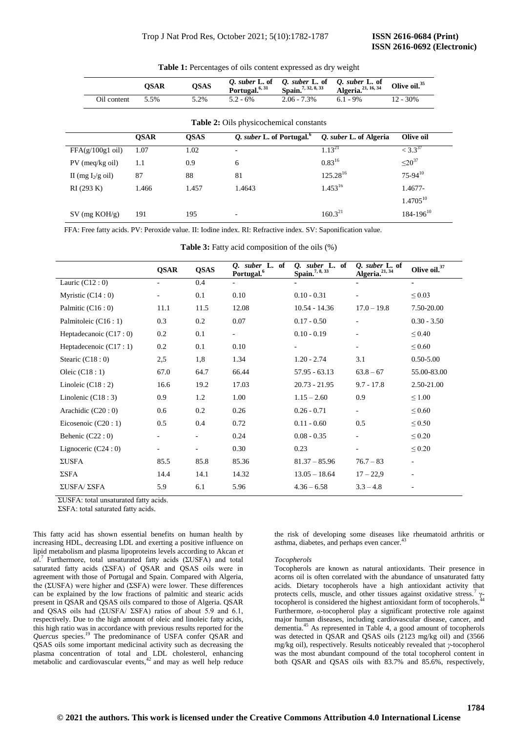**Table 1:** Percentages of oils content expressed as dry weight

| | QSAR | QSAS | *Q. suber* L. of Portugal.[6, 31] | *Q. suber* L. of Spain.[7, 32, 8, 33] | *Q. suber* L. of Algeria.[21, 16, 34] | Olive oil.[35] |
|---|---|---|---|---|---|---|
| Oil content | 5.5% | 5.2% | 5.2 - 6% | 2.06 - 7.3% | 6.1 - 9% | 12 - 30% |

**Table 2:** Oils physicochemical constants

| | QSAR | QSAS | *Q. suber* L. of Portugal.[6] | *Q. suber* L. of Algeria | Olive oil |
|---|---|---|---|---|---|
| FFA(g/100g1 oil) | 1.07 | 1.02 | - | 1.13[21] | < 3.3[37] |
| PV (meq/kg oil) | 1.1 | 0.9 | 6 | 0.83[16] | ≤20[37] |
| II (mg $I_2$/g oil) | 87 | 88 | 81 | 125.28[16] | 75-94[10] |
| RI (293 K) | 1.466 | 1.457 | 1.4643 | 1.453[16] | 1.4677-1.4705[10] |
| SV (mg KOH/g) | 191 | 195 | - | 160.3[21] | 184-196[10] |

FFA: Free fatty acids. PV: Peroxide value. II: Iodine index. RI: Refractive index. SV: Saponification value.

**Table 3:** Fatty acid composition of the oils (%)

| | QSAR | QSAS | *Q. suber* L. of Portugal.[6] | *Q. suber* L. of Spain.[7, 8, 33] | *Q. suber* L. of Algeria.[21, 34] | Olive oil.[37] |
|---|---|---|---|---|---|---|
| Lauric (C12 : 0) | - | 0.4 | - | - | - | - |
| Myristic (C14 : 0) | - | 0.1 | 0.10 | 0.10 - 0.31 | - | ≤ 0.03 |
| Palmitic (C16 : 0) | 11.1 | 11.5 | 12.08 | 10.54 - 14.36 | 17.0 – 19.8 | 7.50-20.00 |
| Palmitoleic (C16 : 1) | 0.3 | 0.2 | 0.07 | 0.17 - 0.50 | - | 0.30 - 3.50 |
| Heptadecanoic (C17 : 0) | 0.2 | 0.1 | - | 0.10 - 0.19 | - | ≤ 0.40 |
| Heptadecenoic (C17 : 1) | 0.2 | 0.1 | 0.10 | - | - | ≤ 0.60 |
| Stearic (C18 : 0) | 2,5 | 1,8 | 1.34 | 1.20 - 2.74 | 3.1 | 0.50-5.00 |
| Oleic (C18 : 1) | 67.0 | 64.7 | 66.44 | 57.95 - 63.13 | 63.8 – 67 | 55.00-83.00 |
| Linoleic (C18 : 2) | 16.6 | 19.2 | 17.03 | 20.73 - 21.95 | 9.7 - 17.8 | 2.50-21.00 |
| Linolenic (C18 : 3) | 0.9 | 1.2 | 1.00 | 1.15 – 2.60 | 0.9 | ≤ 1.00 |
| Arachidic (C20 : 0) | 0.6 | 0.2 | 0.26 | 0.26 - 0.71 | - | ≤ 0.60 |
| Eicosenoic (C20 : 1) | 0.5 | 0.4 | 0.72 | 0.11 - 0.60 | 0.5 | ≤ 0.50 |
| Behenic (C22 : 0) | - | - | 0.24 | 0.08 - 0.35 | - | ≤ 0.20 |
| Lignoceric (C24 : 0) | - | - | 0.30 | 0.23 | - | ≤ 0.20 |
| ΣUSFA | 85.5 | 85.8 | 85.36 | 81.37 – 85.96 | 76.7 – 83 | - |
| ΣSFA | 14.4 | 14.1 | 14.32 | 13.05 – 18.64 | 17 – 22,9 | - |
| ΣUSFA/ ΣSFA | 5.9 | 6.1 | 5.96 | 4.36 – 6.58 | 3.3 – 4.8 | - |

ΣUSFA: total unsaturated fatty acids.

ΣSFA: total saturated fatty acids.

This fatty acid has shown essential benefits on human health by increasing HDL, decreasing LDL and exerting a positive influence on lipid metabolism and plasma lipoproteins levels according to Akcan *et al*.[7] Furthermore, total unsaturated fatty acids (ΣUSFA) and total saturated fatty acids (ΣSFA) of QSAR and QSAS oils were in agreement with those of Portugal and Spain. Compared with Algeria, the (ΣUSFA) were higher and (ΣSFA) were lower. These differences can be explained by the low fractions of palmitic and stearic acids present in QSAR and QSAS oils compared to those of Algeria. QSAR and QSAS oils had (ΣUSFA/ ΣSFA) ratios of about 5.9 and 6.1, respectively. Due to the high amount of oleic and linoleic fatty acids, this high ratio was in accordance with previous results reported for the *Quercus* species.[19] The predominance of USFA confer QSAR and QSAS oils some important medicinal activity such as decreasing the plasma concentration of total and LDL cholesterol, enhancing metabolic and cardiovascular events,[42] and may as well help reduce the risk of developing some diseases like rheumatoid arthritis or asthma, diabetes, and perhaps even cancer.[43]

*Tocopherols*

Tocopherols are known as natural antioxidants. Their presence in acorns oil is often correlated with the abundance of unsaturated fatty acids. Dietary tocopherols have a high antioxidant activity that protects cells, muscle, and other tissues against oxidative stress.[7] γ-tocopherol is considered the highest antioxidant form of tocopherols.[44] Furthermore, *α*-tocopherol play a significant protective role against major human diseases, including cardiovascular disease, cancer, and dementia.[45] As represented in Table 4, a good amount of tocopherols was detected in QSAR and QSAS oils (2123 mg/kg oil) and (3566 mg/kg oil), respectively. Results noticeably revealed that *γ*-tocopherol was the most abundant compound of the total tocopherol content in both QSAR and QSAS oils with 83.7% and 85.6%, respectively,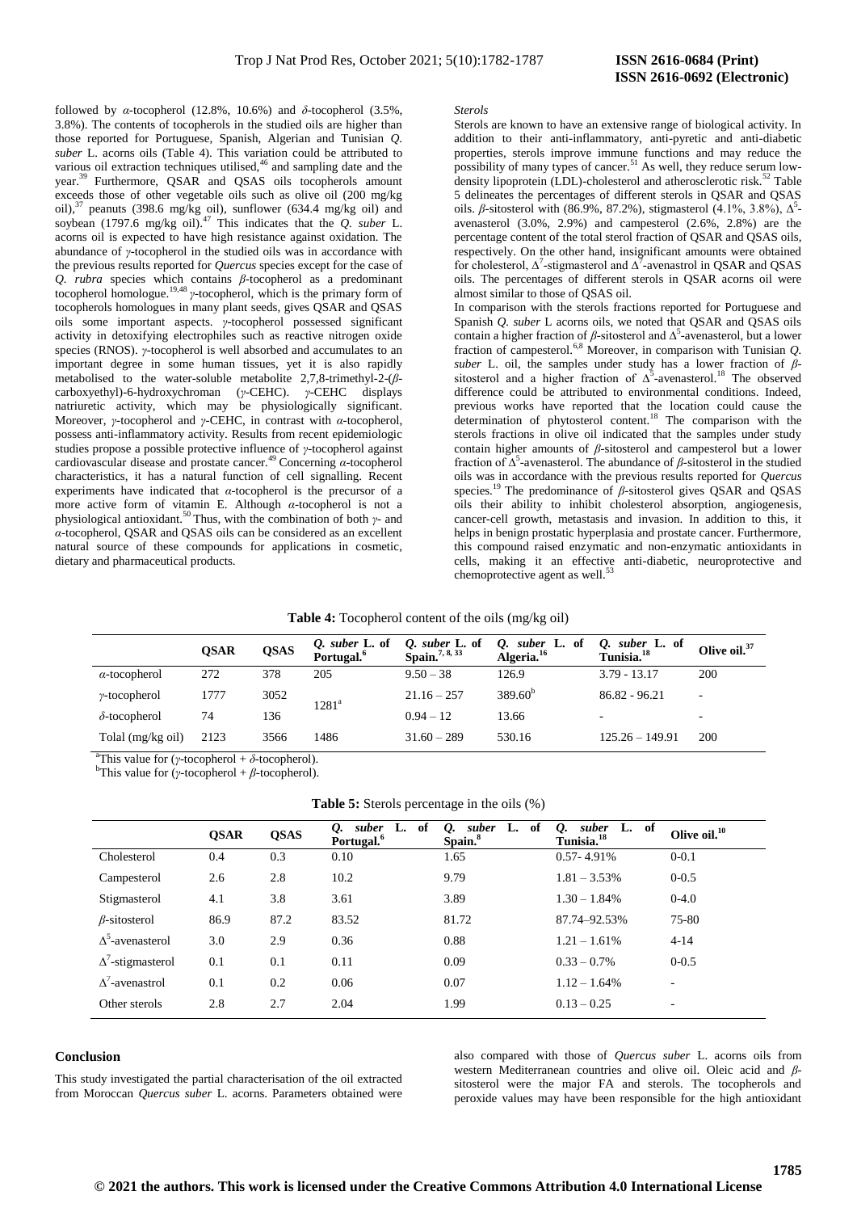followed by *α*-tocopherol (12.8%, 10.6%) and *δ*-tocopherol (3.5%, 3.8%). The contents of tocopherols in the studied oils are higher than those reported for Portuguese, Spanish, Algerian and Tunisian *Q. suber* L. acorns oils (Table 4). This variation could be attributed to various oil extraction techniques utilised,[46] and sampling date and the year.[39] Furthermore, QSAR and QSAS oils tocopherols amount exceeds those of other vegetable oils such as olive oil (200 mg/kg oil),[37] peanuts (398.6 mg/kg oil), sunflower (634.4 mg/kg oil) and soybean (1797.6 mg/kg oil).[47] This indicates that the *Q. suber* L. acorns oil is expected to have high resistance against oxidation. The abundance of *γ*-tocopherol in the studied oils was in accordance with the previous results reported for *Quercus* species except for the case of *Q. rubra* species which contains *β*-tocopherol as a predominant tocopherol homologue.[19,48] *γ*-tocopherol, which is the primary form of tocopherols homologues in many plant seeds, gives QSAR and QSAS oils some important aspects. *γ*-tocopherol possessed significant activity in detoxifying electrophiles such as reactive nitrogen oxide species (RNOS). *γ*-tocopherol is well absorbed and accumulates to an important degree in some human tissues, yet it is also rapidly metabolised to the water-soluble metabolite 2,7,8-trimethyl-2-(*β*-carboxyethyl)-6-hydroxychroman (*γ*-CEHC). *γ*-CEHC displays natriuretic activity, which may be physiologically significant. Moreover, *γ*-tocopherol and *γ*-CEHC, in contrast with *α*-tocopherol, possess anti-inflammatory activity. Results from recent epidemiologic studies propose a possible protective influence of *γ*-tocopherol against cardiovascular disease and prostate cancer.[49] Concerning *α*-tocopherol characteristics, it has a natural function of cell signalling. Recent experiments have indicated that *α*-tocopherol is the precursor of a more active form of vitamin E. Although *α*-tocopherol is not a physiological antioxidant.[50] Thus, with the combination of both *γ*- and *α*-tocopherol, QSAR and QSAS oils can be considered as an excellent natural source of these compounds for applications in cosmetic, dietary and pharmaceutical products.

*Sterols*

Sterols are known to have an extensive range of biological activity. In addition to their anti-inflammatory, anti-pyretic and anti-diabetic properties, sterols improve immune functions and may reduce the possibility of many types of cancer.[51] As well, they reduce serum low-density lipoprotein (LDL)-cholesterol and atherosclerotic risk.[52] Table 5 delineates the percentages of different sterols in QSAR and QSAS oils. *β*-sitosterol with (86.9%, 87.2%), stigmasterol (4.1%, 3.8%), $\Delta^5$-avenasterol (3.0%, 2.9%) and campesterol (2.6%, 2.8%) are the percentage content of the total sterol fraction of QSAR and QSAS oils, respectively. On the other hand, insignificant amounts were obtained for cholesterol, $\Delta^7$-stigmasterol and $\Delta^7$-avenastrol in QSAR and QSAS oils. The percentages of different sterols in QSAR acorns oil were almost similar to those of QSAS oil.

In comparison with the sterols fractions reported for Portuguese and Spanish *Q. suber* L acorns oils, we noted that QSAR and QSAS oils contain a higher fraction of *β*-sitosterol and $\Delta^5$-avenasterol, but a lower fraction of campesterol.[6,8] Moreover, in comparison with Tunisian *Q. suber* L. oil, the samples under study has a lower fraction of *β*-sitosterol and a higher fraction of $\Delta^5$-avenasterol.[18] The observed difference could be attributed to environmental conditions. Indeed, previous works have reported that the location could cause the determination of phytosterol content.[18] The comparison with the sterols fractions in olive oil indicated that the samples under study contain higher amounts of *β*-sitosterol and campesterol but a lower fraction of $\Delta^5$-avenasterol. The abundance of *β*-sitosterol in the studied oils was in accordance with the previous results reported for *Quercus* species.[19] The predominance of *β*-sitosterol gives QSAR and QSAS oils their ability to inhibit cholesterol absorption, angiogenesis, cancer-cell growth, metastasis and invasion. In addition to this, it helps in benign prostatic hyperplasia and prostate cancer. Furthermore, this compound raised enzymatic and non-enzymatic antioxidants in cells, making it an effective anti-diabetic, neuroprotective and chemoprotective agent as well.[53]

**Table 4:** Tocopherol content of the oils (mg/kg oil)

| | QSAR | QSAS | *Q. suber* L. of Portugal.[6] | *Q. suber* L. of Spain.[7, 8, 33] | *Q. suber* L. of Algeria.[16] | *Q. suber* L. of Tunisia.[18] | Olive oil.[37] |
|---|---|---|---|---|---|---|---|
| *α*-tocopherol | 272 | 378 | 205 | 9.50 – 38 | 126.9 | 3.79 - 13.17 | 200 |
| *γ*-tocopherol | 1777 | 3052 | 1281[a] | 21.16 – 257 | 389.60[b] | 86.82 - 96.21 | - |
| *δ*-tocopherol | 74 | 136 | | 0.94 – 12 | 13.66 | - | - |
| Tolal (mg/kg oil) | 2123 | 3566 | 1486 | 31.60 – 289 | 530.16 | 125.26 – 149.91 | 200 |

[a]This value for (*γ*-tocopherol + *δ*-tocopherol).
[b]This value for (*γ*-tocopherol + *β*-tocopherol).

**Table 5:** Sterols percentage in the oils (%)

| | QSAR | QSAS | *Q. suber* L. of Portugal.[6] | *Q. suber* L. of Spain.[8] | *Q. suber* L. of Tunisia.[18] | Olive oil.[10] |
|---|---|---|---|---|---|---|
| Cholesterol | 0.4 | 0.3 | 0.10 | 1.65 | 0.57- 4.91% | 0-0.1 |
| Campesterol | 2.6 | 2.8 | 10.2 | 9.79 | 1.81 – 3.53% | 0-0.5 |
| Stigmasterol | 4.1 | 3.8 | 3.61 | 3.89 | 1.30 – 1.84% | 0-4.0 |
| *β*-sitosterol | 86.9 | 87.2 | 83.52 | 81.72 | 87.74–92.53% | 75-80 |
| $\Delta^5$-avenasterol | 3.0 | 2.9 | 0.36 | 0.88 | 1.21 – 1.61% | 4-14 |
| $\Delta^7$-stigmasterol | 0.1 | 0.1 | 0.11 | 0.09 | 0.33 – 0.7% | 0-0.5 |
| $\Delta^7$-avenastrol | 0.1 | 0.2 | 0.06 | 0.07 | 1.12 – 1.64% | - |
| Other sterols | 2.8 | 2.7 | 2.04 | 1.99 | 0.13 – 0.25 | - |

## Conclusion

This study investigated the partial characterisation of the oil extracted from Moroccan *Quercus suber* L. acorns. Parameters obtained were also compared with those of *Quercus suber* L. acorns oils from western Mediterranean countries and olive oil. Oleic acid and *β*-sitosterol were the major FA and sterols. The tocopherols and peroxide values may have been responsible for the high antioxidant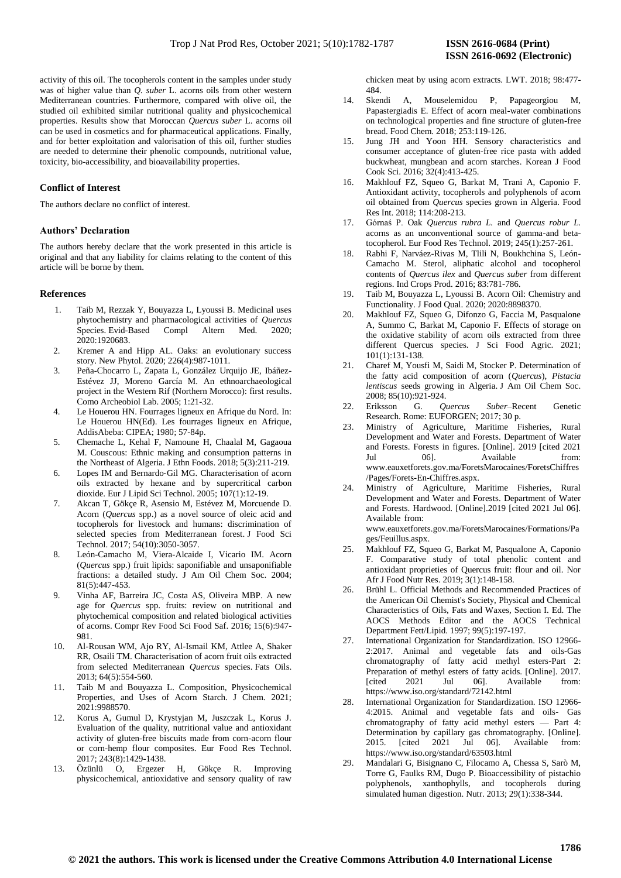activity of this oil. The tocopherols content in the samples under study was of higher value than *Q. suber* L. acorns oils from other western Mediterranean countries. Furthermore, compared with olive oil, the studied oil exhibited similar nutritional quality and physicochemical properties. Results show that Moroccan *Quercus suber* L. acorns oil can be used in cosmetics and for pharmaceutical applications. Finally, and for better exploitation and valorisation of this oil, further studies are needed to determine their phenolic compounds, nutritional value, toxicity, bio-accessibility, and bioavailability properties.

## Conflict of Interest

The authors declare no conflict of interest.

## Authors' Declaration

The authors hereby declare that the work presented in this article is original and that any liability for claims relating to the content of this article will be borne by them.

## References

1. Taib M, Rezzak Y, Bouyazza L, Lyoussi B. Medicinal uses phytochemistry and pharmacological activities of *Quercus* Species. Evid-Based Compl Altern Med. 2020; 2020:1920683.
2. Kremer A and Hipp AL. Oaks: an evolutionary success story. New Phytol. 2020; 226(4):987-1011.
3. Peña-Chocarro L, Zapata L, González Urquijo JE, Ibáñez-Estévez JJ, Moreno García M. An ethnoarchaeological project in the Western Rif (Northern Morocco): first results. Como Archeobiol Lab. 2005; 1:21-32.
4. Le Houerou HN. Fourrages ligneux en Afrique du Nord. In: Le Houerou HN(Ed). Les fourrages ligneux en Afrique, AddisAbeba: CIPEA; 1980; 57-84p.
5. Chemache L, Kehal F, Namoune H, Chaalal M, Gagaoua M. Couscous: Ethnic making and consumption patterns in the Northeast of Algeria. J Ethn Foods. 2018; 5(3):211-219.
6. Lopes IM and Bernardo‐Gil MG. Characterisation of acorn oils extracted by hexane and by supercritical carbon dioxide. Eur J Lipid Sci Technol. 2005; 107(1):12-19.
7. Akcan T, Gökçe R, Asensio M, Estévez M, Morcuende D. Acorn (*Quercus* spp.) as a novel source of oleic acid and tocopherols for livestock and humans: discrimination of selected species from Mediterranean forest. J Food Sci Technol. 2017; 54(10):3050-3057.
8. León-Camacho M, Viera-Alcaide I, Vicario IM. Acorn (*Quercus* spp.) fruit lipids: saponifiable and unsaponifiable fractions: a detailed study. J Am Oil Chem Soc. 2004; 81(5):447-453.
9. Vinha AF, Barreira JC, Costa AS, Oliveira MBP. A new age for *Quercus* spp. fruits: review on nutritional and phytochemical composition and related biological activities of acorns. Compr Rev Food Sci Food Saf. 2016; 15(6):947-981.
10. Al-Rousan WM, Ajo RY, Al-Ismail KM, Attlee A, Shaker RR, Osaili TM. Characterisation of acorn fruit oils extracted from selected Mediterranean *Quercus* species. Fats Oils. 2013; 64(5):554-560.
11. Taib M and Bouyazza L. Composition, Physicochemical Properties, and Uses of Acorn Starch. J Chem. 2021; 2021:9988570.
12. Korus A, Gumul D, Krystyjan M, Juszczak L, Korus J. Evaluation of the quality, nutritional value and antioxidant activity of gluten-free biscuits made from corn-acorn flour or corn-hemp flour composites. Eur Food Res Technol. 2017; 243(8):1429-1438.
13. Özünlü O, Ergezer H, Gökçe R. Improving physicochemical, antioxidative and sensory quality of raw chicken meat by using acorn extracts. LWT. 2018; 98:477-484.
14. Skendi A, Mouselemidou P, Papageorgiou M, Papastergiadis E. Effect of acorn meal-water combinations on technological properties and fine structure of gluten-free bread. Food Chem. 2018; 253:119-126.
15. Jung JH and Yoon HH. Sensory characteristics and consumer acceptance of gluten-free rice pasta with added buckwheat, mungbean and acorn starches. Korean J Food Cook Sci. 2016; 32(4):413-425.
16. Makhlouf FZ, Squeo G, Barkat M, Trani A, Caponio F. Antioxidant activity, tocopherols and polyphenols of acorn oil obtained from *Quercus* species grown in Algeria. Food Res Int. 2018; 114:208-213.
17. Górnaś P. Oak *Quercus rubra L.* and *Quercus robur L.* acorns as an unconventional source of gamma-and beta-tocopherol. Eur Food Res Technol. 2019; 245(1):257-261.
18. Rabhi F, Narváez-Rivas M, Tlili N, Boukhchina S, León-Camacho M. Sterol, aliphatic alcohol and tocopherol contents of *Quercus ilex* and *Quercus suber* from different regions. Ind Crops Prod. 2016; 83:781-786.
19. Taib M, Bouyazza L, Lyoussi B. Acorn Oil: Chemistry and Functionality. J Food Qual. 2020; 2020:8898370.
20. Makhlouf FZ, Squeo G, Difonzo G, Faccia M, Pasqualone A, Summo C, Barkat M, Caponio F. Effects of storage on the oxidative stability of acorn oils extracted from three different Quercus species. J Sci Food Agric. 2021; 101(1):131-138.
21. Charef M, Yousfi M, Saidi M, Stocker P. Determination of the fatty acid composition of acorn (*Quercus*), *Pistacia lentiscus* seeds growing in Algeria. J Am Oil Chem Soc. 2008; 85(10):921-924.
22. Eriksson G. *Quercus Suber*–Recent Genetic Research. Rome: EUFORGEN; 2017; 30 p.
23. Ministry of Agriculture, Maritime Fisheries, Rural Development and Water and Forests. Department of Water and Forests. Forests in figures. [Online]. 2019 [cited 2021 Jul 06]. Available from: www.eauxetforets.gov.ma/ForetsMarocaines/ForetsChiffres/Pages/Forets-En-Chiffres.aspx.
24. Ministry of Agriculture, Maritime Fisheries, Rural Development and Water and Forests. Department of Water and Forests. Hardwood. [Online].2019 [cited 2021 Jul 06]. Available from: www.eauxetforets.gov.ma/ForetsMarocaines/Formations/Pages/Feuillus.aspx.
25. Makhlouf FZ, Squeo G, Barkat M, Pasqualone A, Caponio F. Comparative study of total phenolic content and antioxidant proprieties of Quercus fruit: flour and oil. Nor Afr J Food Nutr Res. 2019; 3(1):148-158.
26. Brühl L. Official Methods and Recommended Practices of the American Oil Chemist's Society, Physical and Chemical Characteristics of Oils, Fats and Waxes, Section I. Ed. The AOCS Methods Editor and the AOCS Technical Department Fett/Lipid. 1997; 99(5):197-197.
27. International Organization for Standardization. ISO 12966-2:2017. Animal and vegetable fats and oils-Gas chromatography of fatty acid methyl esters-Part 2: Preparation of methyl esters of fatty acids. [Online]. 2017. [cited 2021 Jul 06]. Available from: https://www.iso.org/standard/72142.html
28. International Organization for Standardization. ISO 12966-4:2015. Animal and vegetable fats and oils- Gas chromatography of fatty acid methyl esters — Part 4: Determination by capillary gas chromatography. [Online]. 2015. [cited 2021 Jul 06]. Available from: https://www.iso.org/standard/63503.html
29. Mandalari G, Bisignano C, Filocamo A, Chessa S, Sarò M, Torre G, Faulks RM, Dugo P. Bioaccessibility of pistachio polyphenols, xanthophylls, and tocopherols during simulated human digestion. Nutr. 2013; 29(1):338-344.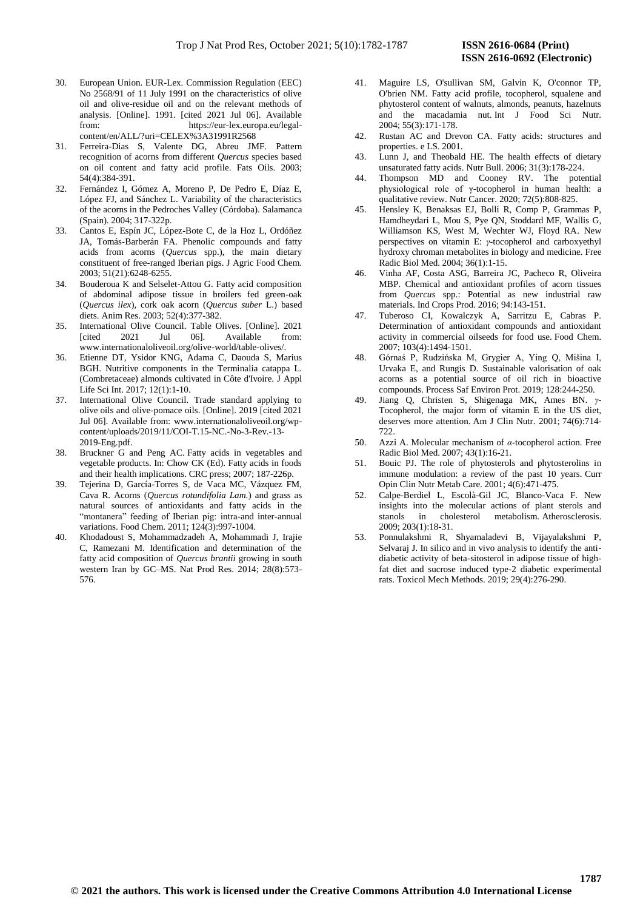30. European Union. EUR-Lex. Commission Regulation (EEC) No 2568/91 of 11 July 1991 on the characteristics of olive oil and olive-residue oil and on the relevant methods of analysis. [Online]. 1991. [cited 2021 Jul 06]. Available from: https://eur-lex.europa.eu/legal-content/en/ALL/?uri=CELEX%3A31991R2568
31. Ferreira-Dias S, Valente DG, Abreu JMF. Pattern recognition of acorns from different *Quercus* species based on oil content and fatty acid profile. Fats Oils. 2003; 54(4):384-391.
32. Fernández I, Gómez A, Moreno P, De Pedro E, Díaz E, López FJ, and Sánchez L. Variability of the characteristics of the acorns in the Pedroches Valley (Córdoba). Salamanca (Spain). 2004; 317-322p.
33. Cantos E, Espín JC, López-Bote C, de la Hoz L, Ordóñez JA, Tomás-Barberán FA. Phenolic compounds and fatty acids from acorns (*Quercus* spp.), the main dietary constituent of free-ranged Iberian pigs. J Agric Food Chem. 2003; 51(21):6248-6255.
34. Bouderoua K and Selselet-Attou G. Fatty acid composition of abdominal adipose tissue in broilers fed green-oak (*Quercus ilex*), cork oak acorn (*Quercus suber* L.) based diets. Anim Res. 2003; 52(4):377-382.
35. International Olive Council. Table Olives. [Online]. 2021 [cited 2021 Jul 06]. Available from: www.internationaloliveoil.org/olive-world/table-olives/.
36. Etienne DT, Ysidor KNG, Adama C, Daouda S, Marius BGH. Nutritive components in the Terminalia catappa L. (Combretaceae) almonds cultivated in Côte d'Ivoire. J Appl Life Sci Int. 2017; 12(1):1-10.
37. International Olive Council. Trade standard applying to olive oils and olive-pomace oils. [Online]. 2019 [cited 2021 Jul 06]. Available from: www.internationaloliveoil.org/wp-content/uploads/2019/11/COI-T.15-NC.-No-3-Rev.-13-2019-Eng.pdf.
38. Bruckner G and Peng AC. Fatty acids in vegetables and vegetable products. In: Chow CK (Ed). Fatty acids in foods and their health implications. CRC press; 2007; 187-226p.
39. Tejerina D, García-Torres S, de Vaca MC, Vázquez FM, Cava R. Acorns (*Quercus rotundifolia Lam.*) and grass as natural sources of antioxidants and fatty acids in the "montanera" feeding of Iberian pig: intra-and inter-annual variations. Food Chem. 2011; 124(3):997-1004.
40. Khodadoust S, Mohammadzadeh A, Mohammadi J, Irajie C, Ramezani M. Identification and determination of the fatty acid composition of *Quercus brantii* growing in south western Iran by GC–MS. Nat Prod Res. 2014; 28(8):573-576.
41. Maguire LS, O'sullivan SM, Galvin K, O'connor TP, O'brien NM. Fatty acid profile, tocopherol, squalene and phytosterol content of walnuts, almonds, peanuts, hazelnuts and the macadamia nut. Int J Food Sci Nutr. 2004; 55(3):171-178.
42. Rustan AC and Drevon CA. Fatty acids: structures and properties. e LS. 2001.
43. Lunn J, and Theobald HE. The health effects of dietary unsaturated fatty acids. Nutr Bull. 2006; 31(3):178-224.
44. Thompson MD and Cooney RV. The potential physiological role of γ-tocopherol in human health: a qualitative review. Nutr Cancer. 2020; 72(5):808-825.
45. Hensley K, Benaksas EJ, Bolli R, Comp P, Grammas P, Hamdheydari L, Mou S, Pye QN, Stoddard MF, Wallis G, Williamson KS, West M, Wechter WJ, Floyd RA. New perspectives on vitamin E: *γ*-tocopherol and carboxyethyl hydroxy chroman metabolites in biology and medicine. Free Radic Biol Med. 2004; 36(1):1-15.
46. Vinha AF, Costa ASG, Barreira JC, Pacheco R, Oliveira MBP. Chemical and antioxidant profiles of acorn tissues from *Quercus* spp.: Potential as new industrial raw materials. Ind Crops Prod. 2016; 94:143-151.
47. Tuberoso CI, Kowalczyk A, Sarritzu E, Cabras P. Determination of antioxidant compounds and antioxidant activity in commercial oilseeds for food use. Food Chem. 2007; 103(4):1494-1501.
48. Górnaś P, Rudzińska M, Grygier A, Ying Q, Mišina I, Urvaka E, and Rungis D. Sustainable valorisation of oak acorns as a potential source of oil rich in bioactive compounds. Process Saf Environ Prot. 2019; 128:244-250.
49. Jiang Q, Christen S, Shigenaga MK, Ames BN. *γ*-Tocopherol, the major form of vitamin E in the US diet, deserves more attention. Am J Clin Nutr. 2001; 74(6):714-722.
50. Azzi A. Molecular mechanism of *α*-tocopherol action. Free Radic Biol Med. 2007; 43(1):16-21.
51. Bouic PJ. The role of phytosterols and phytosterolins in immune modulation: a review of the past 10 years. Curr Opin Clin Nutr Metab Care. 2001; 4(6):471-475.
52. Calpe-Berdiel L, Escolà-Gil JC, Blanco-Vaca F. New insights into the molecular actions of plant sterols and stanols in cholesterol metabolism. Atherosclerosis. 2009; 203(1):18-31.
53. Ponnulakshmi R, Shyamaladevi B, Vijayalakshmi P, Selvaraj J. In silico and in vivo analysis to identify the anti-diabetic activity of beta-sitosterol in adipose tissue of high-fat diet and sucrose induced type-2 diabetic experimental rats. Toxicol Mech Methods. 2019; 29(4):276-290.

**© 2021 the authors. This work is licensed under the Creative Commons Attribution 4.0 International License**